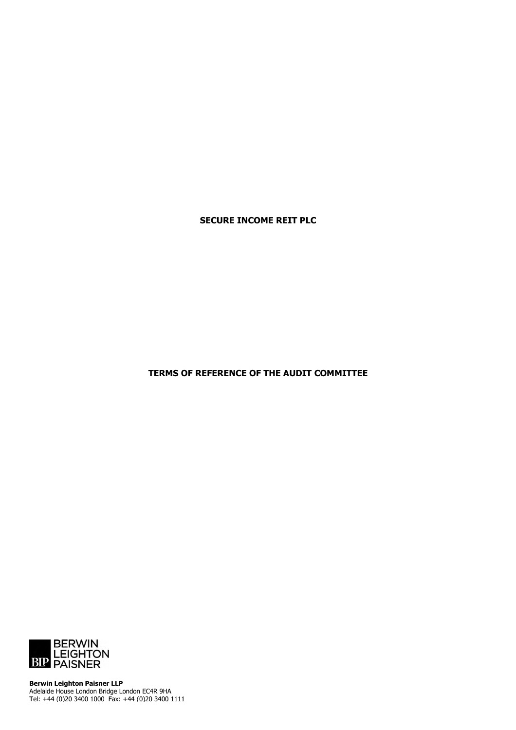**SECURE INCOME REIT PLC**

**TERMS OF REFERENCE OF THE AUDIT COMMITTEE**

BERWIN LEIGHTON PAISNER

**Berwin Leighton Paisner LLP**
Adelaide House London Bridge London EC4R 9HA
Tel: +44 (0)20 3400 1000 Fax: +44 (0)20 3400 1111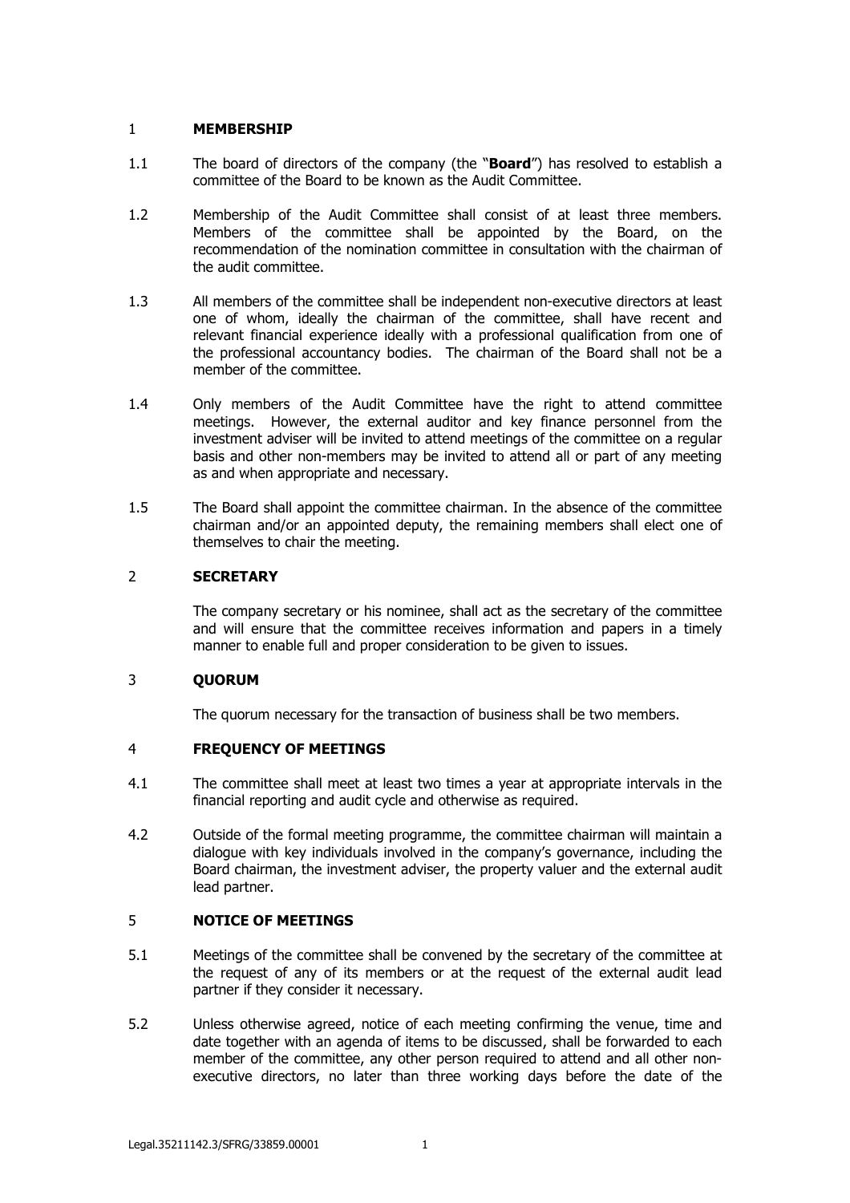## 1 MEMBERSHIP

1.1 The board of directors of the company (the "**Board**") has resolved to establish a committee of the Board to be known as the Audit Committee.

1.2 Membership of the Audit Committee shall consist of at least three members. Members of the committee shall be appointed by the Board, on the recommendation of the nomination committee in consultation with the chairman of the audit committee.

1.3 All members of the committee shall be independent non-executive directors at least one of whom, ideally the chairman of the committee, shall have recent and relevant financial experience ideally with a professional qualification from one of the professional accountancy bodies. The chairman of the Board shall not be a member of the committee.

1.4 Only members of the Audit Committee have the right to attend committee meetings. However, the external auditor and key finance personnel from the investment adviser will be invited to attend meetings of the committee on a regular basis and other non-members may be invited to attend all or part of any meeting as and when appropriate and necessary.

1.5 The Board shall appoint the committee chairman. In the absence of the committee chairman and/or an appointed deputy, the remaining members shall elect one of themselves to chair the meeting.

## 2 SECRETARY

The company secretary or his nominee, shall act as the secretary of the committee and will ensure that the committee receives information and papers in a timely manner to enable full and proper consideration to be given to issues.

## 3 QUORUM

The quorum necessary for the transaction of business shall be two members.

## 4 FREQUENCY OF MEETINGS

4.1 The committee shall meet at least two times a year at appropriate intervals in the financial reporting and audit cycle and otherwise as required.

4.2 Outside of the formal meeting programme, the committee chairman will maintain a dialogue with key individuals involved in the company's governance, including the Board chairman, the investment adviser, the property valuer and the external audit lead partner.

## 5 NOTICE OF MEETINGS

5.1 Meetings of the committee shall be convened by the secretary of the committee at the request of any of its members or at the request of the external audit lead partner if they consider it necessary.

5.2 Unless otherwise agreed, notice of each meeting confirming the venue, time and date together with an agenda of items to be discussed, shall be forwarded to each member of the committee, any other person required to attend and all other non-executive directors, no later than three working days before the date of the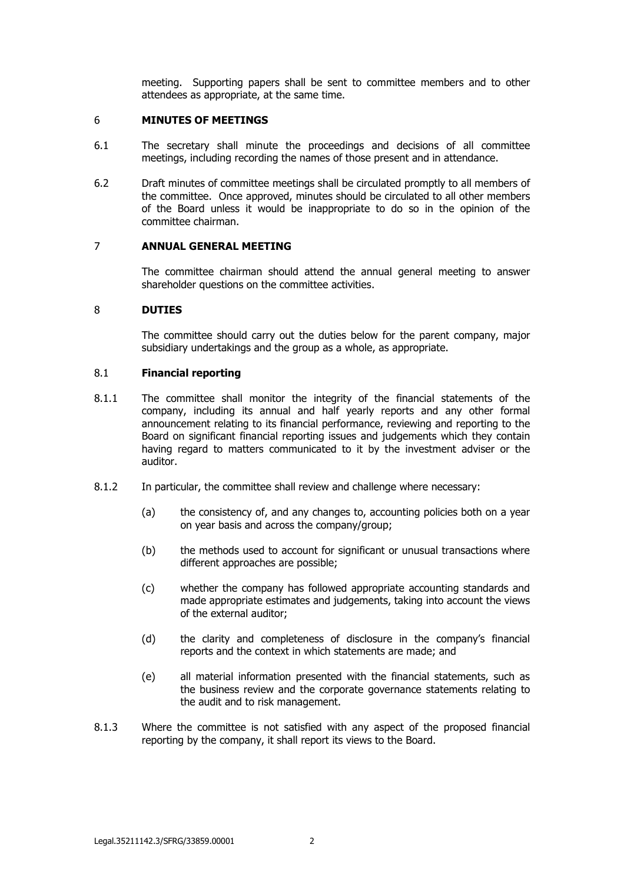meeting. Supporting papers shall be sent to committee members and to other attendees as appropriate, at the same time.

## 6 MINUTES OF MEETINGS

6.1 The secretary shall minute the proceedings and decisions of all committee meetings, including recording the names of those present and in attendance.

6.2 Draft minutes of committee meetings shall be circulated promptly to all members of the committee. Once approved, minutes should be circulated to all other members of the Board unless it would be inappropriate to do so in the opinion of the committee chairman.

## 7 ANNUAL GENERAL MEETING

The committee chairman should attend the annual general meeting to answer shareholder questions on the committee activities.

## 8 DUTIES

The committee should carry out the duties below for the parent company, major subsidiary undertakings and the group as a whole, as appropriate.

### 8.1 Financial reporting

8.1.1 The committee shall monitor the integrity of the financial statements of the company, including its annual and half yearly reports and any other formal announcement relating to its financial performance, reviewing and reporting to the Board on significant financial reporting issues and judgements which they contain having regard to matters communicated to it by the investment adviser or the auditor.

8.1.2 In particular, the committee shall review and challenge where necessary:

(a) the consistency of, and any changes to, accounting policies both on a year on year basis and across the company/group;

(b) the methods used to account for significant or unusual transactions where different approaches are possible;

(c) whether the company has followed appropriate accounting standards and made appropriate estimates and judgements, taking into account the views of the external auditor;

(d) the clarity and completeness of disclosure in the company's financial reports and the context in which statements are made; and

(e) all material information presented with the financial statements, such as the business review and the corporate governance statements relating to the audit and to risk management.

8.1.3 Where the committee is not satisfied with any aspect of the proposed financial reporting by the company, it shall report its views to the Board.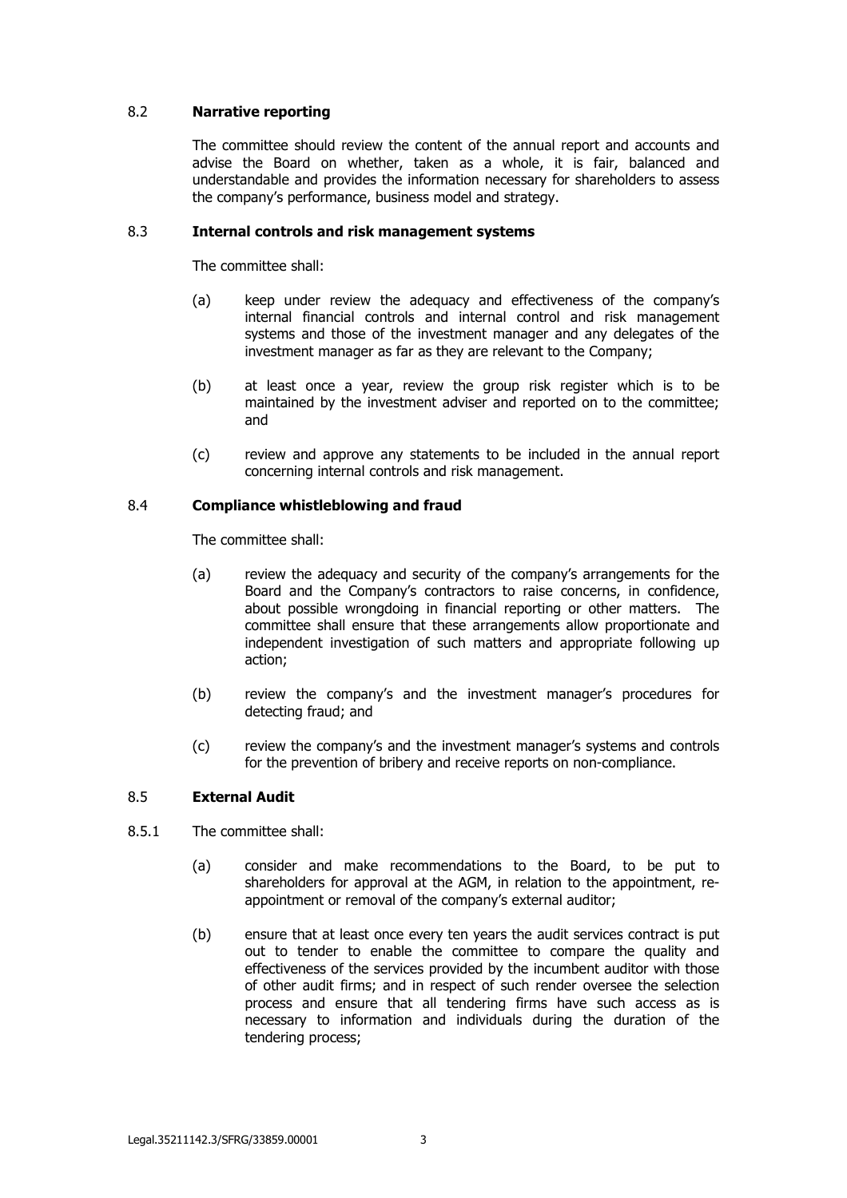### 8.2 **Narrative reporting**

The committee should review the content of the annual report and accounts and advise the Board on whether, taken as a whole, it is fair, balanced and understandable and provides the information necessary for shareholders to assess the company's performance, business model and strategy.

### 8.3 **Internal controls and risk management systems**

The committee shall:

(a) keep under review the adequacy and effectiveness of the company's internal financial controls and internal control and risk management systems and those of the investment manager and any delegates of the investment manager as far as they are relevant to the Company;

(b) at least once a year, review the group risk register which is to be maintained by the investment adviser and reported on to the committee; and

(c) review and approve any statements to be included in the annual report concerning internal controls and risk management.

### 8.4 **Compliance whistleblowing and fraud**

The committee shall:

(a) review the adequacy and security of the company's arrangements for the Board and the Company's contractors to raise concerns, in confidence, about possible wrongdoing in financial reporting or other matters. The committee shall ensure that these arrangements allow proportionate and independent investigation of such matters and appropriate following up action;

(b) review the company's and the investment manager's procedures for detecting fraud; and

(c) review the company's and the investment manager's systems and controls for the prevention of bribery and receive reports on non-compliance.

### 8.5 **External Audit**

8.5.1 The committee shall:

(a) consider and make recommendations to the Board, to be put to shareholders for approval at the AGM, in relation to the appointment, re-appointment or removal of the company's external auditor;

(b) ensure that at least once every ten years the audit services contract is put out to tender to enable the committee to compare the quality and effectiveness of the services provided by the incumbent auditor with those of other audit firms; and in respect of such render oversee the selection process and ensure that all tendering firms have such access as is necessary to information and individuals during the duration of the tendering process;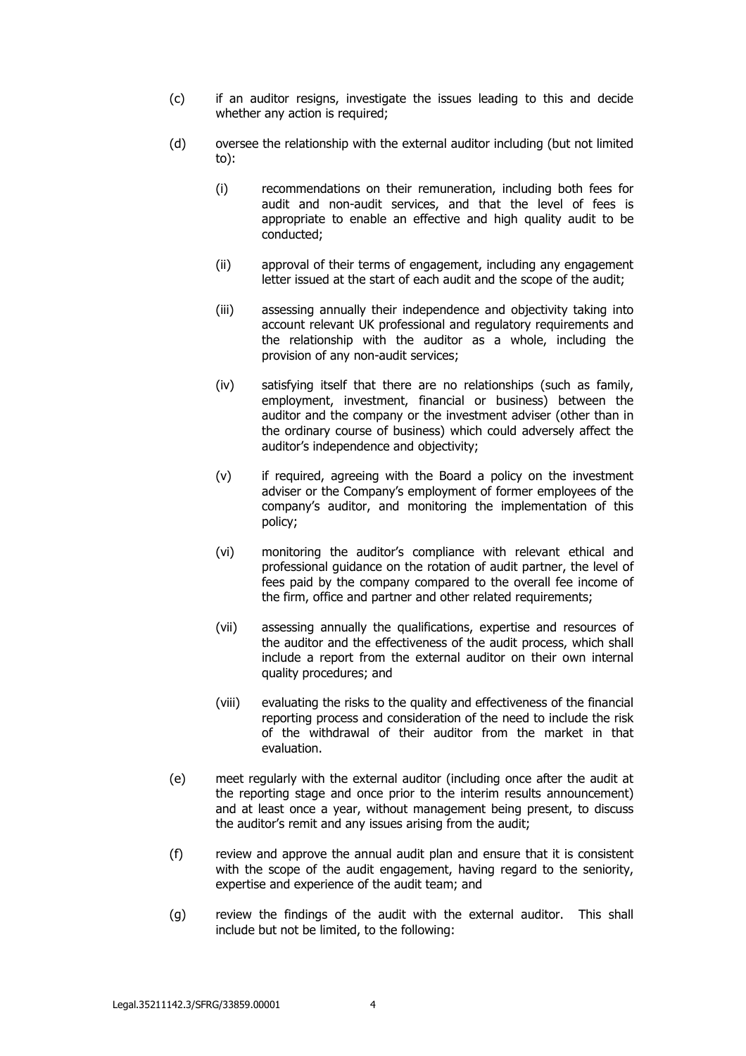(c) if an auditor resigns, investigate the issues leading to this and decide whether any action is required;

(d) oversee the relationship with the external auditor including (but not limited to):

  (i) recommendations on their remuneration, including both fees for audit and non-audit services, and that the level of fees is appropriate to enable an effective and high quality audit to be conducted;

  (ii) approval of their terms of engagement, including any engagement letter issued at the start of each audit and the scope of the audit;

  (iii) assessing annually their independence and objectivity taking into account relevant UK professional and regulatory requirements and the relationship with the auditor as a whole, including the provision of any non-audit services;

  (iv) satisfying itself that there are no relationships (such as family, employment, investment, financial or business) between the auditor and the company or the investment adviser (other than in the ordinary course of business) which could adversely affect the auditor's independence and objectivity;

  (v) if required, agreeing with the Board a policy on the investment adviser or the Company's employment of former employees of the company's auditor, and monitoring the implementation of this policy;

  (vi) monitoring the auditor's compliance with relevant ethical and professional guidance on the rotation of audit partner, the level of fees paid by the company compared to the overall fee income of the firm, office and partner and other related requirements;

  (vii) assessing annually the qualifications, expertise and resources of the auditor and the effectiveness of the audit process, which shall include a report from the external auditor on their own internal quality procedures; and

  (viii) evaluating the risks to the quality and effectiveness of the financial reporting process and consideration of the need to include the risk of the withdrawal of their auditor from the market in that evaluation.

(e) meet regularly with the external auditor (including once after the audit at the reporting stage and once prior to the interim results announcement) and at least once a year, without management being present, to discuss the auditor's remit and any issues arising from the audit;

(f) review and approve the annual audit plan and ensure that it is consistent with the scope of the audit engagement, having regard to the seniority, expertise and experience of the audit team; and

(g) review the findings of the audit with the external auditor. This shall include but not be limited, to the following: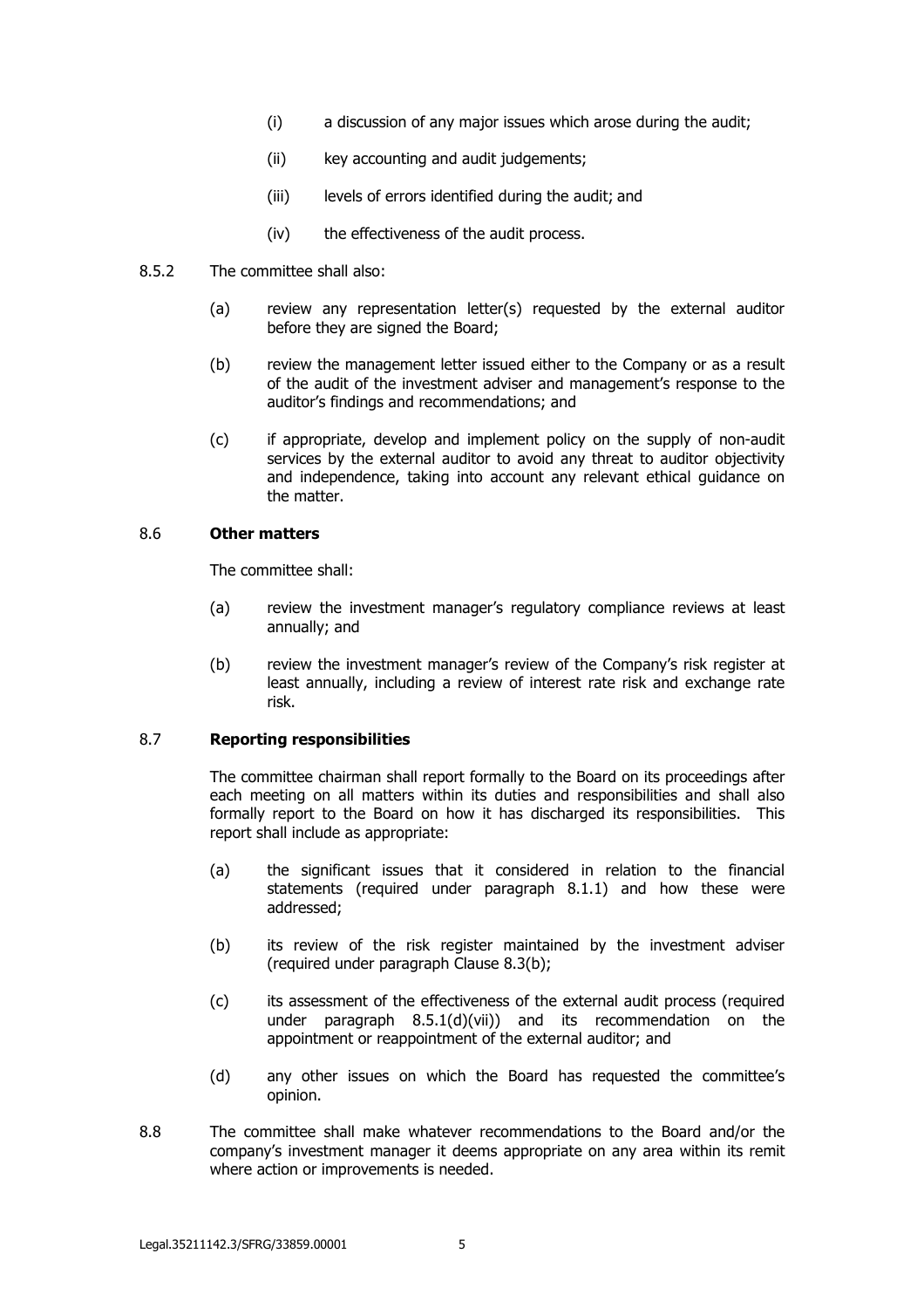(i) a discussion of any major issues which arose during the audit;

(ii) key accounting and audit judgements;

(iii) levels of errors identified during the audit; and

(iv) the effectiveness of the audit process.

8.5.2 The committee shall also:

(a) review any representation letter(s) requested by the external auditor before they are signed the Board;

(b) review the management letter issued either to the Company or as a result of the audit of the investment adviser and management's response to the auditor's findings and recommendations; and

(c) if appropriate, develop and implement policy on the supply of non-audit services by the external auditor to avoid any threat to auditor objectivity and independence, taking into account any relevant ethical guidance on the matter.

8.6 **Other matters**

The committee shall:

(a) review the investment manager's regulatory compliance reviews at least annually; and

(b) review the investment manager's review of the Company's risk register at least annually, including a review of interest rate risk and exchange rate risk.

8.7 **Reporting responsibilities**

The committee chairman shall report formally to the Board on its proceedings after each meeting on all matters within its duties and responsibilities and shall also formally report to the Board on how it has discharged its responsibilities. This report shall include as appropriate:

(a) the significant issues that it considered in relation to the financial statements (required under paragraph 8.1.1) and how these were addressed;

(b) its review of the risk register maintained by the investment adviser (required under paragraph Clause 8.3(b);

(c) its assessment of the effectiveness of the external audit process (required under paragraph 8.5.1(d)(vii)) and its recommendation on the appointment or reappointment of the external auditor; and

(d) any other issues on which the Board has requested the committee's opinion.

8.8 The committee shall make whatever recommendations to the Board and/or the company's investment manager it deems appropriate on any area within its remit where action or improvements is needed.

Legal.35211142.3/SFRG/33859.00001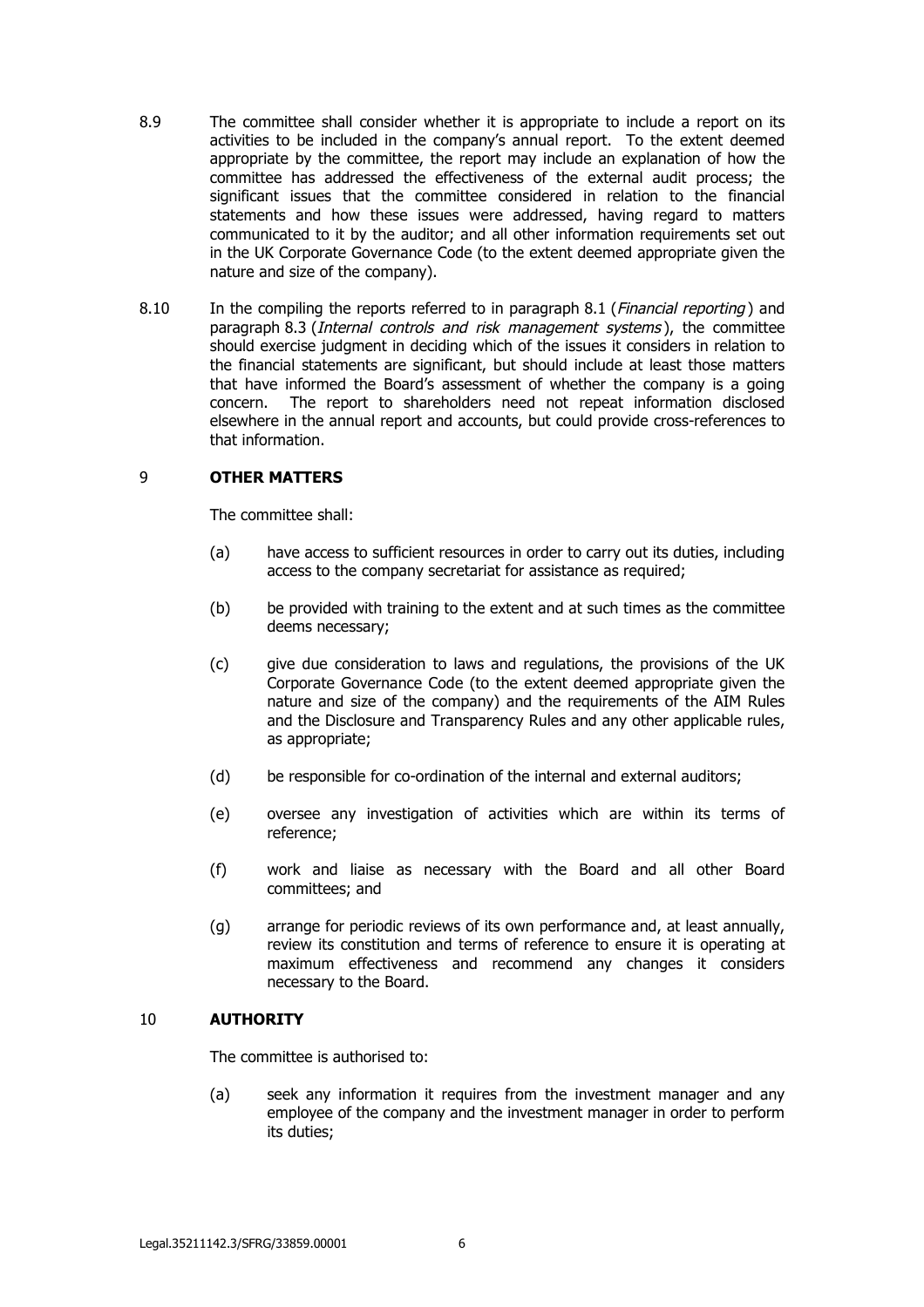8.9 The committee shall consider whether it is appropriate to include a report on its activities to be included in the company's annual report. To the extent deemed appropriate by the committee, the report may include an explanation of how the committee has addressed the effectiveness of the external audit process; the significant issues that the committee considered in relation to the financial statements and how these issues were addressed, having regard to matters communicated to it by the auditor; and all other information requirements set out in the UK Corporate Governance Code (to the extent deemed appropriate given the nature and size of the company).

8.10 In the compiling the reports referred to in paragraph 8.1 (*Financial reporting*) and paragraph 8.3 (*Internal controls and risk management systems*), the committee should exercise judgment in deciding which of the issues it considers in relation to the financial statements are significant, but should include at least those matters that have informed the Board's assessment of whether the company is a going concern. The report to shareholders need not repeat information disclosed elsewhere in the annual report and accounts, but could provide cross-references to that information.

## 9 OTHER MATTERS

The committee shall:

(a) have access to sufficient resources in order to carry out its duties, including access to the company secretariat for assistance as required;

(b) be provided with training to the extent and at such times as the committee deems necessary;

(c) give due consideration to laws and regulations, the provisions of the UK Corporate Governance Code (to the extent deemed appropriate given the nature and size of the company) and the requirements of the AIM Rules and the Disclosure and Transparency Rules and any other applicable rules, as appropriate;

(d) be responsible for co-ordination of the internal and external auditors;

(e) oversee any investigation of activities which are within its terms of reference;

(f) work and liaise as necessary with the Board and all other Board committees; and

(g) arrange for periodic reviews of its own performance and, at least annually, review its constitution and terms of reference to ensure it is operating at maximum effectiveness and recommend any changes it considers necessary to the Board.

## 10 AUTHORITY

The committee is authorised to:

(a) seek any information it requires from the investment manager and any employee of the company and the investment manager in order to perform its duties;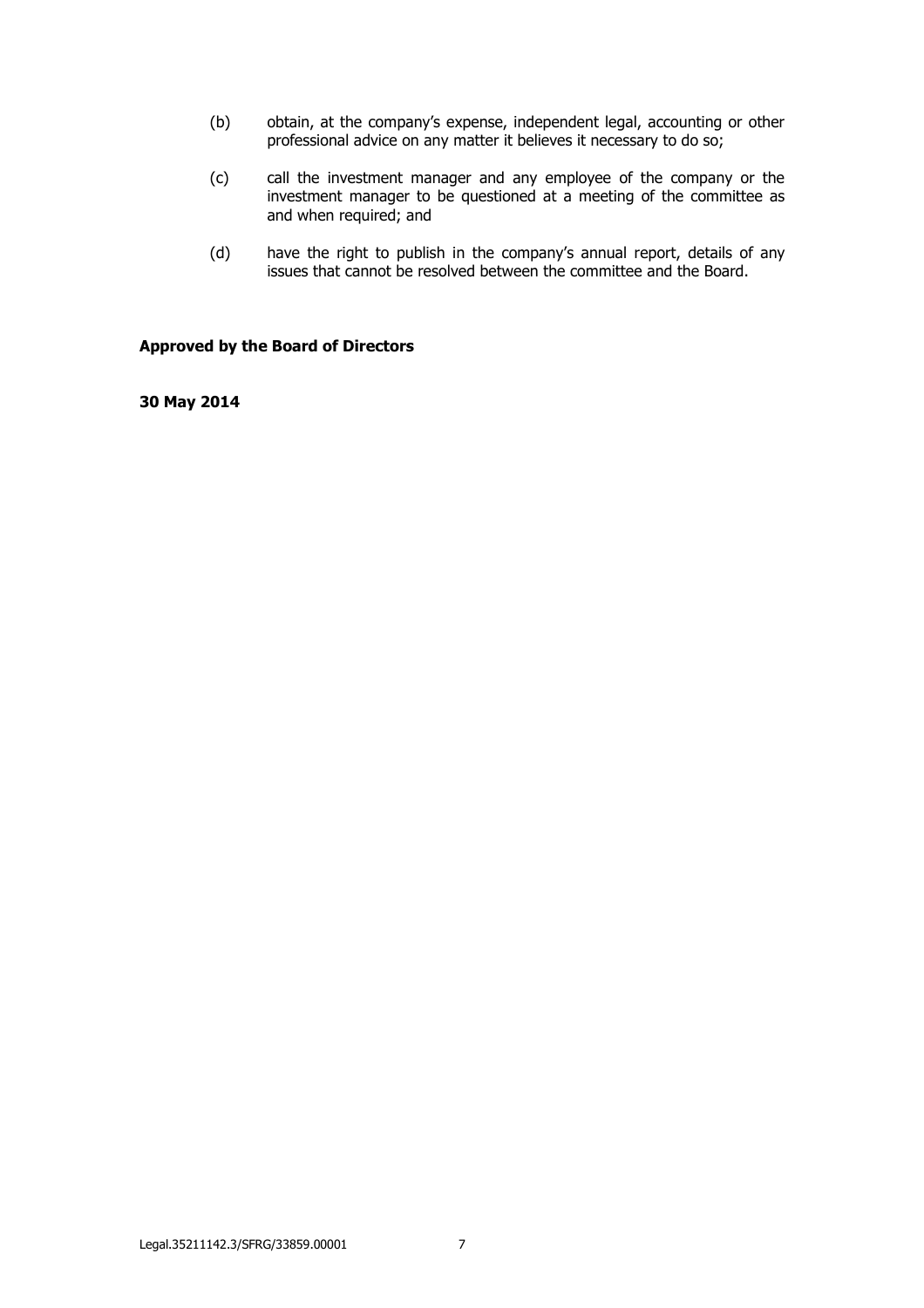(b) obtain, at the company's expense, independent legal, accounting or other professional advice on any matter it believes it necessary to do so;

(c) call the investment manager and any employee of the company or the investment manager to be questioned at a meeting of the committee as and when required; and

(d) have the right to publish in the company's annual report, details of any issues that cannot be resolved between the committee and the Board.

**Approved by the Board of Directors**

**30 May 2014**